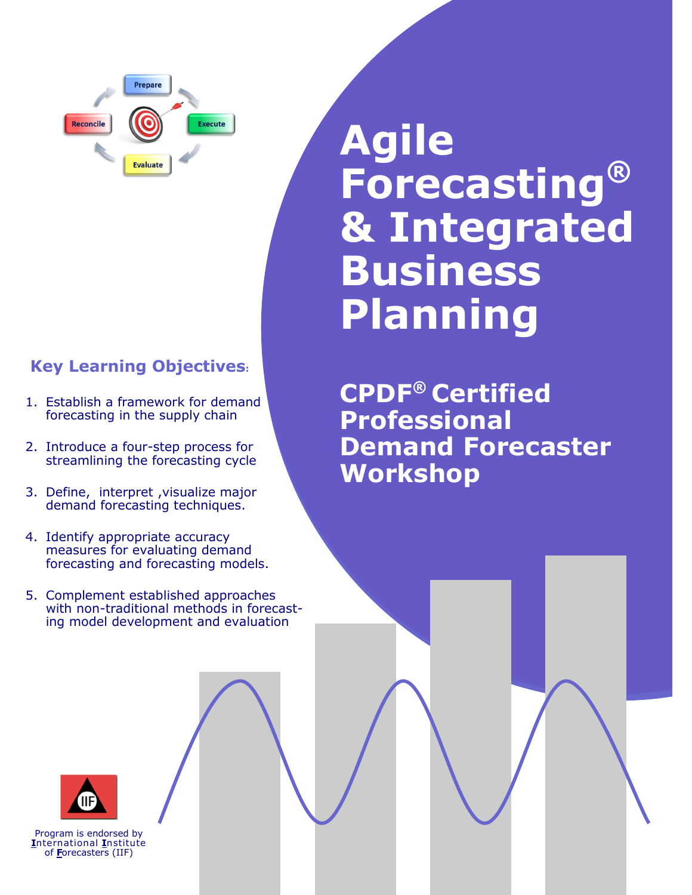Prepare

Execute

Evaluate

Reconcile

# Agile Forecasting® & Integrated Business Planning

## CPDF® Certified Professional Demand Forecaster Workshop

### Key Learning Objectives:

1. Establish a framework for demand forecasting in the supply chain
2. Introduce a four-step process for streamlining the forecasting cycle
3. Define, interpret ,visualize major demand forecasting techniques.
4. Identify appropriate accuracy measures for evaluating demand forecasting and forecasting models.
5. Complement established approaches with non-traditional methods in forecasting model development and evaluation

IIF

Program is endorsed by International Institute of Forecasters (IIF)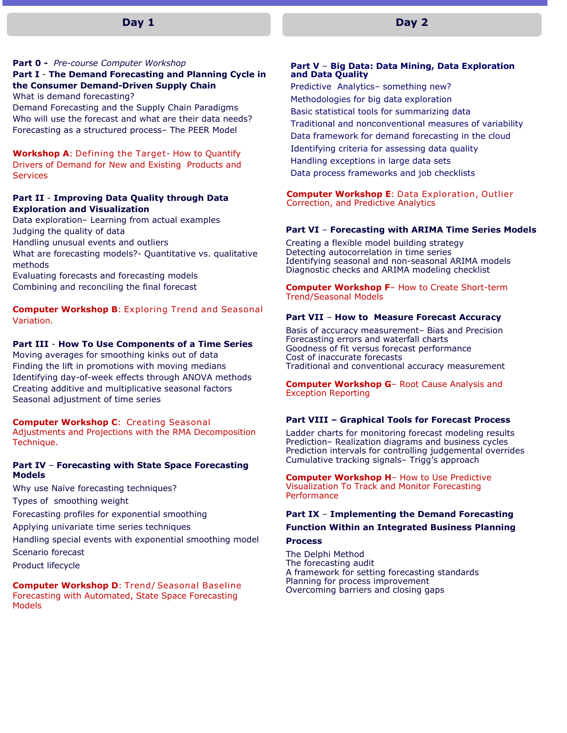## Day 1

**Part 0 -** *Pre-course Computer Workshop*

**Part I - The Demand Forecasting and Planning Cycle in the Consumer Demand-Driven Supply Chain**

What is demand forecasting?
Demand Forecasting and the Supply Chain Paradigms
Who will use the forecast and what are their data needs?
Forecasting as a structured process– The PEER Model

**Workshop A**: Defining the Target- How to Quantify Drivers of Demand for New and Existing Products and Services

**Part II - Improving Data Quality through Data Exploration and Visualization**

Data exploration– Learning from actual examples
Judging the quality of data
Handling unusual events and outliers
What are forecasting models?- Quantitative vs. qualitative methods
Evaluating forecasts and forecasting models
Combining and reconciling the final forecast

**Computer Workshop B**: Exploring Trend and Seasonal Variation.

**Part III - How To Use Components of a Time Series**

Moving averages for smoothing kinks out of data
Finding the lift in promotions with moving medians
Identifying day-of-week effects through ANOVA methods
Creating additive and multiplicative seasonal factors
Seasonal adjustment of time series

**Computer Workshop C**: Creating Seasonal Adjustments and Projections with the RMA Decomposition Technique.

**Part IV – Forecasting with State Space Forecasting Models**

Why use Naïve forecasting techniques?
Types of smoothing weight
Forecasting profiles for exponential smoothing
Applying univariate time series techniques
Handling special events with exponential smoothing model
Scenario forecast
Product lifecycle

**Computer Workshop D**: Trend/ Seasonal Baseline Forecasting with Automated, State Space Forecasting Models

## Day 2

**Part V – Big Data: Data Mining, Data Exploration and Data Quality**

Predictive Analytics– something new?
Methodologies for big data exploration
Basic statistical tools for summarizing data
Traditional and nonconventional measures of variability
Data framework for demand forecasting in the cloud
Identifying criteria for assessing data quality
Handling exceptions in large data sets
Data process frameworks and job checklists

**Computer Workshop E**: Data Exploration, Outlier Correction, and Predictive Analytics

**Part VI – Forecasting with ARIMA Time Series Models**

Creating a flexible model building strategy
Detecting autocorrelation in time series
Identifying seasonal and non-seasonal ARIMA models
Diagnostic checks and ARIMA modeling checklist

**Computer Workshop F**– How to Create Short-term Trend/Seasonal Models

**Part VII – How to Measure Forecast Accuracy**

Basis of accuracy measurement– Bias and Precision
Forecasting errors and waterfall charts
Goodness of fit versus forecast performance
Cost of inaccurate forecasts
Traditional and conventional accuracy measurement

**Computer Workshop G**– Root Cause Analysis and Exception Reporting

**Part VIII – Graphical Tools for Forecast Process**

Ladder charts for monitoring forecast modeling results
Prediction– Realization diagrams and business cycles
Prediction intervals for controlling judgemental overrides
Cumulative tracking signals– Trigg's approach

**Computer Workshop H**– How to Use Predictive Visualization To Track and Monitor Forecasting Performance

**Part IX – Implementing the Demand Forecasting Function Within an Integrated Business Planning Process**

The Delphi Method
The forecasting audit
A framework for setting forecasting standards
Planning for process improvement
Overcoming barriers and closing gaps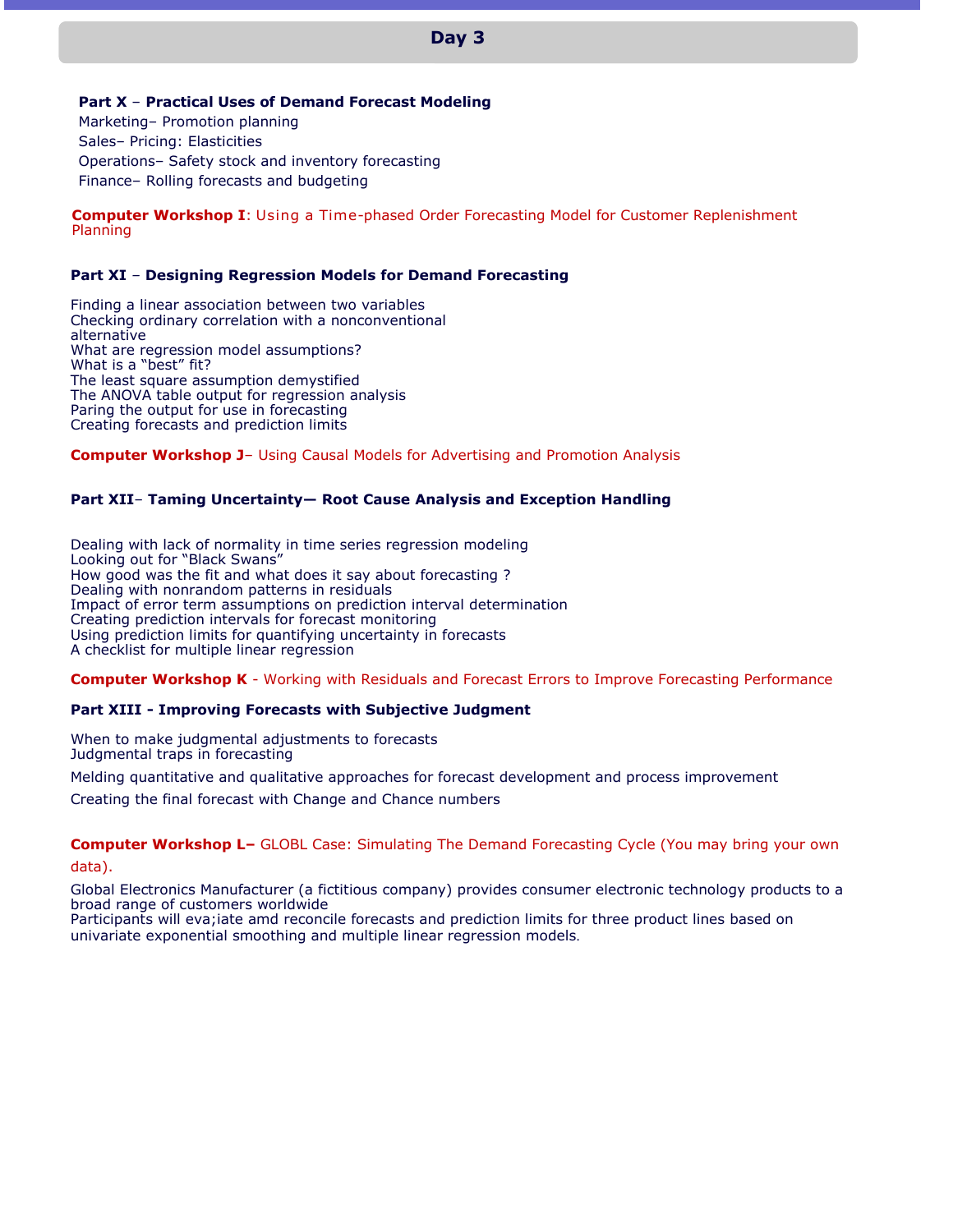## Day 3

**Part X – Practical Uses of Demand Forecast Modeling**

Marketing– Promotion planning
Sales– Pricing: Elasticities
Operations– Safety stock and inventory forecasting
Finance– Rolling forecasts and budgeting

**Computer Workshop I**: Using a Time-phased Order Forecasting Model for Customer Replenishment Planning

**Part XI – Designing Regression Models for Demand Forecasting**

Finding a linear association between two variables
Checking ordinary correlation with a nonconventional alternative
What are regression model assumptions?
What is a "best" fit?
The least square assumption demystified
The ANOVA table output for regression analysis
Paring the output for use in forecasting
Creating forecasts and prediction limits

**Computer Workshop J**– Using Causal Models for Advertising and Promotion Analysis

**Part XII– Taming Uncertainty— Root Cause Analysis and Exception Handling**

Dealing with lack of normality in time series regression modeling
Looking out for "Black Swans"
How good was the fit and what does it say about forecasting ?
Dealing with nonrandom patterns in residuals
Impact of error term assumptions on prediction interval determination
Creating prediction intervals for forecast monitoring
Using prediction limits for quantifying uncertainty in forecasts
A checklist for multiple linear regression

**Computer Workshop K** - Working with Residuals and Forecast Errors to Improve Forecasting Performance

**Part XIII - Improving Forecasts with Subjective Judgment**

When to make judgmental adjustments to forecasts
Judgmental traps in forecasting

Melding quantitative and qualitative approaches for forecast development and process improvement

Creating the final forecast with Change and Chance numbers

**Computer Workshop L–** GLOBL Case: Simulating The Demand Forecasting Cycle (You may bring your own data).

Global Electronics Manufacturer (a fictitious company) provides consumer electronic technology products to a broad range of customers worldwide
Participants will eva;iate amd reconcile forecasts and prediction limits for three product lines based on univariate exponential smoothing and multiple linear regression models.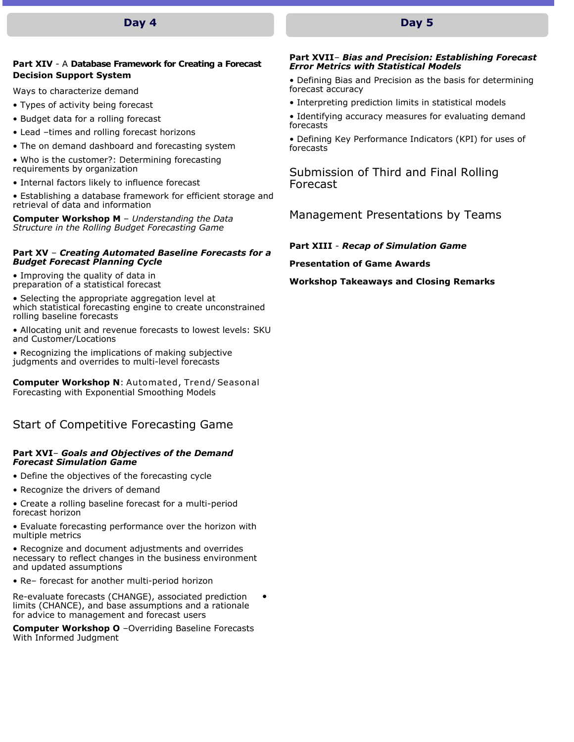## Day 4

**Part XIV** - A **Database Framework for Creating a Forecast Decision Support System**

Ways to characterize demand

- Types of activity being forecast
- Budget data for a rolling forecast
- Lead –times and rolling forecast horizons
- The on demand dashboard and forecasting system
- Who is the customer?: Determining forecasting requirements by organization
- Internal factors likely to influence forecast
- Establishing a database framework for efficient storage and retrieval of data and information

**Computer Workshop M** – *Understanding the Data Structure in the Rolling Budget Forecasting Game*

**Part XV** – ***Creating Automated Baseline Forecasts for a Budget Forecast Planning Cycle***

- Improving the quality of data in preparation of a statistical forecast
- Selecting the appropriate aggregation level at which statistical forecasting engine to create unconstrained rolling baseline forecasts
- Allocating unit and revenue forecasts to lowest levels: SKU and Customer/Locations
- Recognizing the implications of making subjective judgments and overrides to multi-level forecasts

**Computer Workshop N**: Automated, Trend/ Seasonal Forecasting with Exponential Smoothing Models

### Start of Competitive Forecasting Game

**Part XVI**– ***Goals and Objectives of the Demand Forecast Simulation Game***

- Define the objectives of the forecasting cycle
- Recognize the drivers of demand
- Create a rolling baseline forecast for a multi-period forecast horizon
- Evaluate forecasting performance over the horizon with multiple metrics
- Recognize and document adjustments and overrides necessary to reflect changes in the business environment and updated assumptions
- Re– forecast for another multi-period horizon
- Re-evaluate forecasts (CHANGE), associated prediction limits (CHANCE), and base assumptions and a rationale for advice to management and forecast users

**Computer Workshop O** –Overriding Baseline Forecasts With Informed Judgment

## Day 5

**Part XVII**– ***Bias and Precision: Establishing Forecast Error Metrics with Statistical Models***

- Defining Bias and Precision as the basis for determining forecast accuracy
- Interpreting prediction limits in statistical models
- Identifying accuracy measures for evaluating demand forecasts
- Defining Key Performance Indicators (KPI) for uses of forecasts

### Submission of Third and Final Rolling Forecast

### Management Presentations by Teams

**Part XIII** - ***Recap of Simulation Game***

**Presentation of Game Awards**

**Workshop Takeaways and Closing Remarks**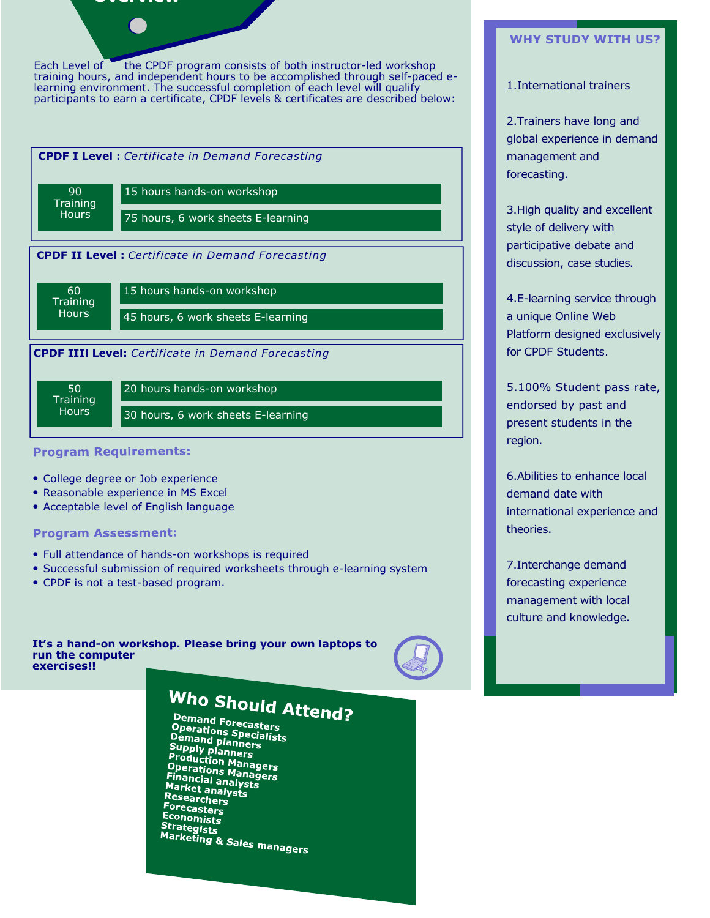Each Level of the CPDF program consists of both instructor-led workshop training hours, and independent hours to be accomplished through self-paced e-learning environment. The successful completion of each level will qualify participants to earn a certificate, CPDF levels & certificates are described below:

**CPDF I Level :** *Certificate in Demand Forecasting*

| 90 Training Hours | 15 hours hands-on workshop |
| --- | --- |
| | 75 hours, 6 work sheets E-learning |

**CPDF II Level :** *Certificate in Demand Forecasting*

| 60 Training Hours | 15 hours hands-on workshop |
| --- | --- |
| | 45 hours, 6 work sheets E-learning |

**CPDF IIII Level:** *Certificate in Demand Forecasting*

| 50 Training Hours | 20 hours hands-on workshop |
| --- | --- |
| | 30 hours, 6 work sheets E-learning |

## Program Requirements:

- College degree or Job experience
- Reasonable experience in MS Excel
- Acceptable level of English language

## Program Assessment:

- Full attendance of hands-on workshops is required
- Successful submission of required worksheets through e-learning system
- CPDF is not a test-based program.

**It's a hand-on workshop. Please bring your own laptops to run the computer exercises!!**

## Who Should Attend?

**Demand Forecasters**
**Operations Specialists**
**Demand planners**
**Supply planners**
**Production Managers**
**Operations Managers**
**Financial analysts**
**Market analysts**
**Researchers**
**Forecasters**
**Economists**
**Strategists**
**Marketing & Sales managers**

## WHY STUDY WITH US?

1. International trainers
2. Trainers have long and global experience in demand management and forecasting.
3. High quality and excellent style of delivery with participative debate and discussion, case studies.
4. E-learning service through a unique Online Web Platform designed exclusively for CPDF Students.
5. 100% Student pass rate, endorsed by past and present students in the region.
6. Abilities to enhance local demand date with international experience and theories.
7. Interchange demand forecasting experience management with local culture and knowledge.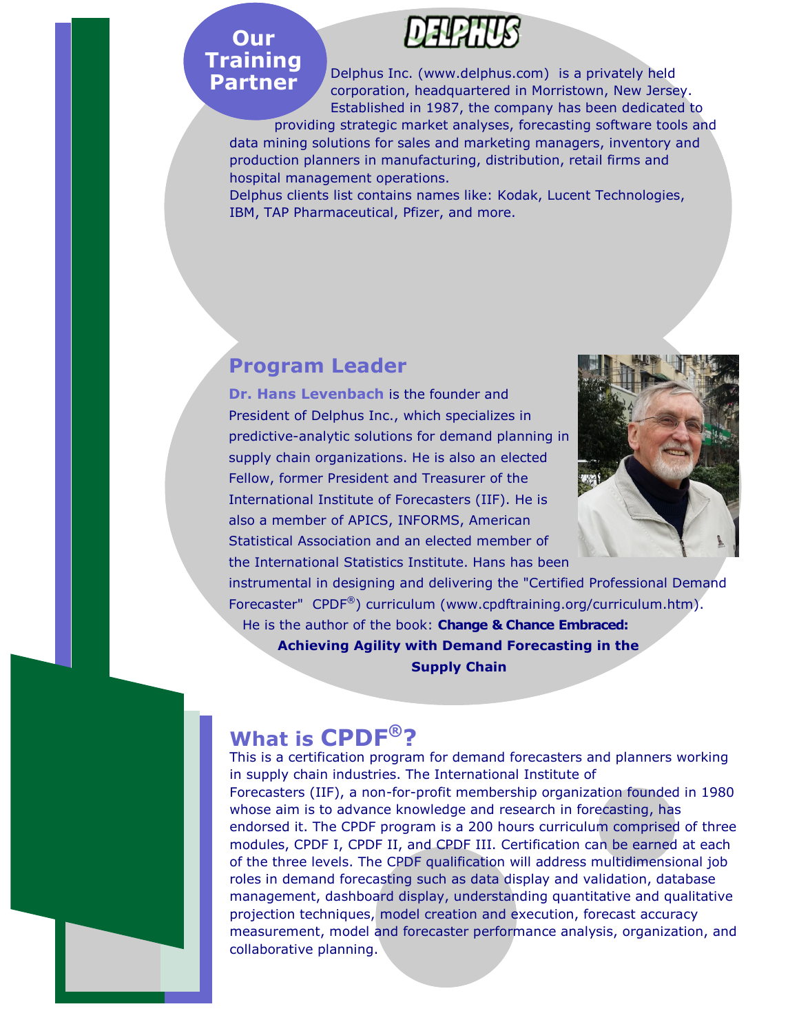## Our Training Partner

**DELPHUS**

Delphus Inc. (www.delphus.com) is a privately held corporation, headquartered in Morristown, New Jersey. Established in 1987, the company has been dedicated to providing strategic market analyses, forecasting software tools and data mining solutions for sales and marketing managers, inventory and production planners in manufacturing, distribution, retail firms and hospital management operations.

Delphus clients list contains names like: Kodak, Lucent Technologies, IBM, TAP Pharmaceutical, Pfizer, and more.

## Program Leader

**Dr. Hans Levenbach** is the founder and President of Delphus Inc., which specializes in predictive-analytic solutions for demand planning in supply chain organizations. He is also an elected Fellow, former President and Treasurer of the International Institute of Forecasters (IIF). He is also a member of APICS, INFORMS, American Statistical Association and an elected member of the International Statistics Institute. Hans has been instrumental in designing and delivering the "Certified Professional Demand Forecaster" CPDF® curriculum (www.cpdftraining.org/curriculum.htm).

He is the author of the book: **Change & Chance Embraced: Achieving Agility with Demand Forecasting in the Supply Chain**

## What is CPDF®?

This is a certification program for demand forecasters and planners working in supply chain industries. The International Institute of Forecasters (IIF), a non-for-profit membership organization founded in 1980 whose aim is to advance knowledge and research in forecasting, has endorsed it. The CPDF program is a 200 hours curriculum comprised of three modules, CPDF I, CPDF II, and CPDF III. Certification can be earned at each of the three levels. The CPDF qualification will address multidimensional job roles in demand forecasting such as data display and validation, database management, dashboard display, understanding quantitative and qualitative projection techniques, model creation and execution, forecast accuracy measurement, model and forecaster performance analysis, organization, and collaborative planning.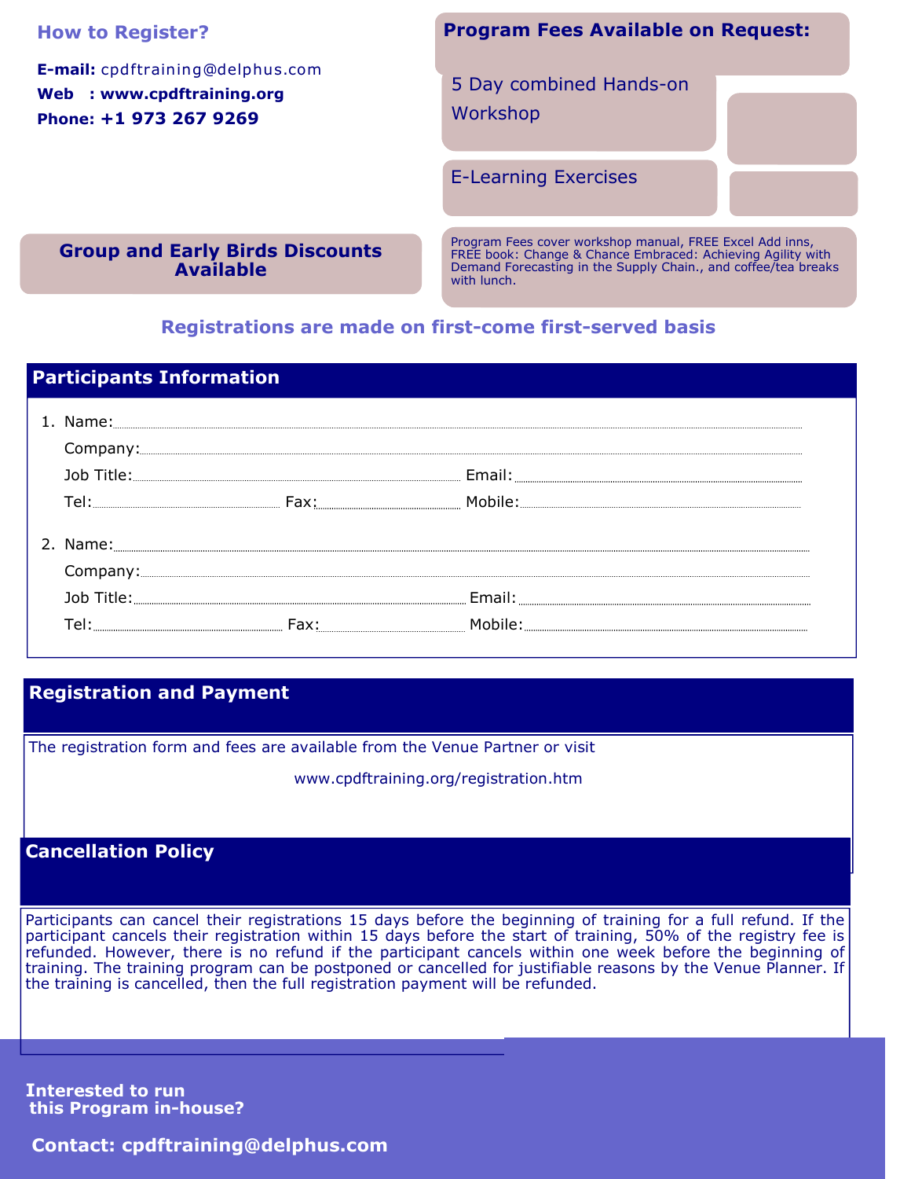## How to Register?

**E-mail:** cpdftraining@delphus.com
**Web : www.cpdftraining.org**
**Phone: +1 973 267 9269**

**Program Fees Available on Request:**

| | |
|---|---|
| 5 Day combined Hands-on Workshop | |
| E-Learning Exercises | |

Program Fees cover workshop manual, FREE Excel Add inns, FREE book: Change & Chance Embraced: Achieving Agility with Demand Forecasting in the Supply Chain., and coffee/tea breaks with lunch.

**Group and Early Birds Discounts Available**

**Registrations are made on first-come first-served basis**

## Participants Information

1. Name:.................................................................
   Company:.................................................................
   Job Title:................................ Email:................................
   Tel:.................... Fax:.................... Mobile:....................

2. Name:.................................................................
   Company:.................................................................
   Job Title:................................ Email:................................
   Tel:.................... Fax:.................... Mobile:....................

## Registration and Payment

The registration form and fees are available from the Venue Partner or visit

www.cpdftraining.org/registration.htm

## Cancellation Policy

Participants can cancel their registrations 15 days before the beginning of training for a full refund. If the participant cancels their registration within 15 days before the start of training, 50% of the registry fee is refunded. However, there is no refund if the participant cancels within one week before the beginning of training. The training program can be postponed or cancelled for justifiable reasons by the Venue Planner. If the training is cancelled, then the full registration payment will be refunded.

**Interested to run this Program in-house?**

**Contact: cpdftraining@delphus.com**